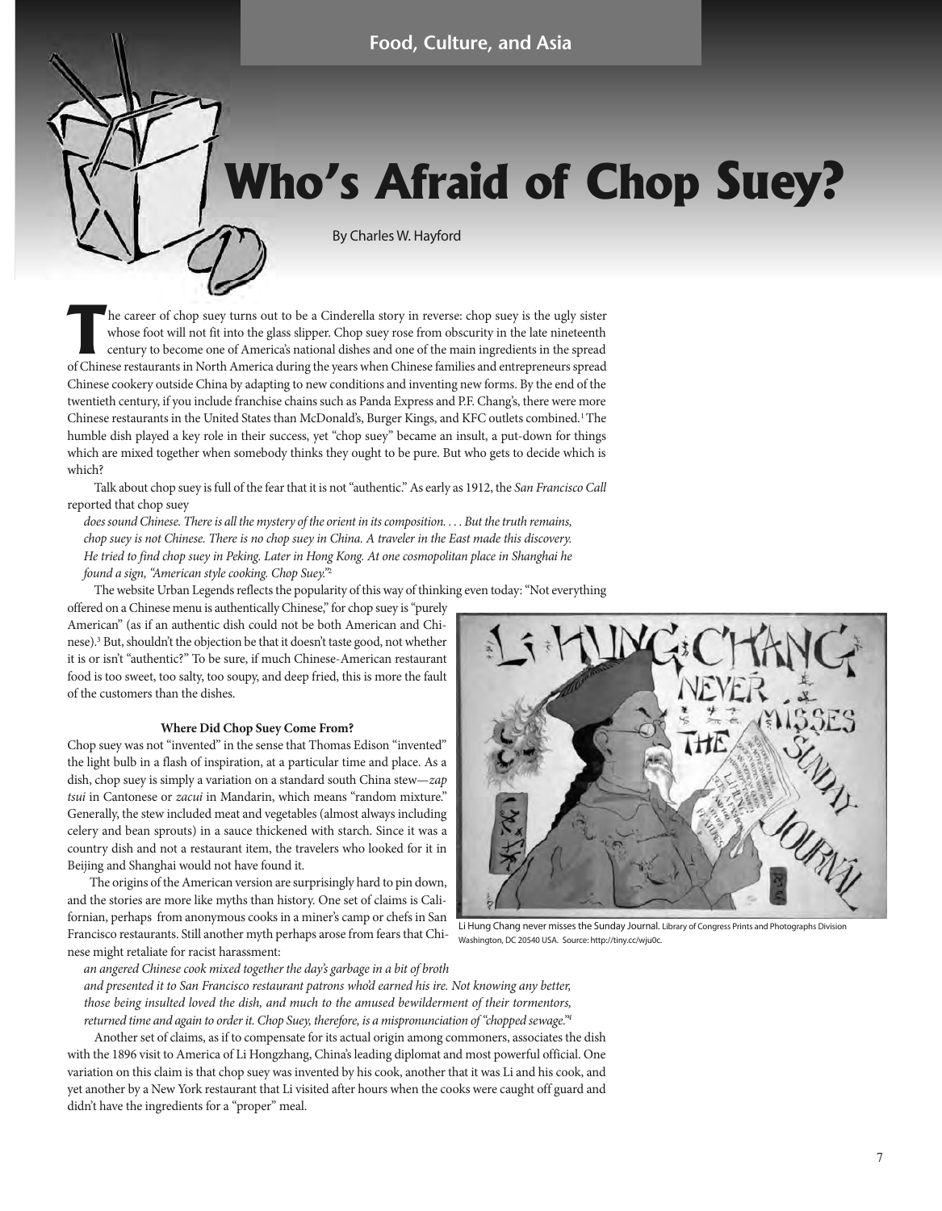Food, Culture, and Asia

# Who's Afraid of Chop Suey?

By Charles W. Hayford

The career of chop suey turns out to be a Cinderella story in reverse: chop suey is the ugly sister whose foot will not fit into the glass slipper. Chop suey rose from obscurity in the late nineteenth century to become one of America's national dishes and one of the main ingredients in the spread of Chinese restaurants in North America during the years when Chinese families and entrepreneurs spread Chinese cookery outside China by adapting to new conditions and inventing new forms. By the end of the twentieth century, if you include franchise chains such as Panda Express and P.F. Chang's, there were more Chinese restaurants in the United States than McDonald's, Burger Kings, and KFC outlets combined.[1] The humble dish played a key role in their success, yet "chop suey" became an insult, a put-down for things which are mixed together when somebody thinks they ought to be pure. But who gets to decide which is which?

Talk about chop suey is full of the fear that it is not "authentic." As early as 1912, the *San Francisco Call* reported that chop suey

*does sound Chinese. There is all the mystery of the orient in its composition. . . . But the truth remains, chop suey is not Chinese. There is no chop suey in China. A traveler in the East made this discovery. He tried to find chop suey in Peking. Later in Hong Kong. At one cosmopolitan place in Shanghai he found a sign, "American style cooking. Chop Suey."*[2]

The website Urban Legends reflects the popularity of this way of thinking even today: "Not everything offered on a Chinese menu is authentically Chinese," for chop suey is "purely American" (as if an authentic dish could not be both American and Chinese).[3] But, shouldn't the objection be that it doesn't taste good, not whether it is or isn't "authentic?" To be sure, if much Chinese-American restaurant food is too sweet, too salty, too soupy, and deep fried, this is more the fault of the customers than the dishes.

### Where Did Chop Suey Come From?

Chop suey was not "invented" in the sense that Thomas Edison "invented" the light bulb in a flash of inspiration, at a particular time and place. As a dish, chop suey is simply a variation on a standard south China stew—*zap tsui* in Cantonese or *zacui* in Mandarin, which means "random mixture." Generally, the stew included meat and vegetables (almost always including celery and bean sprouts) in a sauce thickened with starch. Since it was a country dish and not a restaurant item, the travelers who looked for it in Beijing and Shanghai would not have found it.

The origins of the American version are surprisingly hard to pin down, and the stories are more like myths than history. One set of claims is Californian, perhaps from anonymous cooks in a miner's camp or chefs in San Francisco restaurants. Still another myth perhaps arose from fears that Chinese might retaliate for racist harassment:

*an angered Chinese cook mixed together the day's garbage in a bit of broth and presented it to San Francisco restaurant patrons who'd earned his ire. Not knowing any better, those being insulted loved the dish, and much to the amused bewilderment of their tormentors, returned time and again to order it. Chop Suey, therefore, is a mispronunciation of "chopped sewage."*[4]

Another set of claims, as if to compensate for its actual origin among commoners, associates the dish with the 1896 visit to America of Li Hongzhang, China's leading diplomat and most powerful official. One variation on this claim is that chop suey was invented by his cook, another that it was Li and his cook, and yet another by a New York restaurant that Li visited after hours when the cooks were caught off guard and didn't have the ingredients for a "proper" meal.

Li Hung Chang never misses the Sunday Journal. Library of Congress Prints and Photographs Division Washington, DC 20540 USA. Source: http://tiny.cc/wju0c.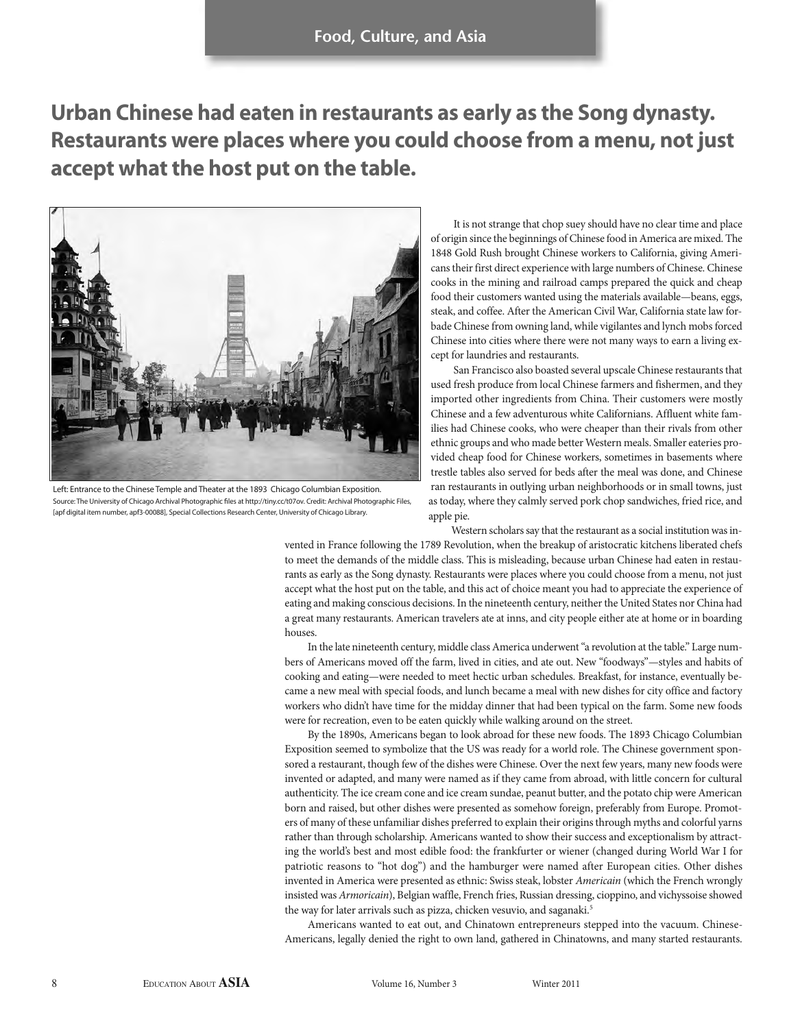**Urban Chinese had eaten in restaurants as early as the Song dynasty. Restaurants were places where you could choose from a menu, not just accept what the host put on the table.**

Left: Entrance to the Chinese Temple and Theater at the 1893 Chicago Columbian Exposition.
Source: The University of Chicago Archival Photographic files at http://tiny.cc/t07ov. Credit: Archival Photographic Files, [apf digital item number, apf3-00088], Special Collections Research Center, University of Chicago Library.

It is not strange that chop suey should have no clear time and place of origin since the beginnings of Chinese food in America are mixed. The 1848 Gold Rush brought Chinese workers to California, giving Americans their first direct experience with large numbers of Chinese. Chinese cooks in the mining and railroad camps prepared the quick and cheap food their customers wanted using the materials available—beans, eggs, steak, and coffee. After the American Civil War, California state law forbade Chinese from owning land, while vigilantes and lynch mobs forced Chinese into cities where there were not many ways to earn a living except for laundries and restaurants.

San Francisco also boasted several upscale Chinese restaurants that used fresh produce from local Chinese farmers and fishermen, and they imported other ingredients from China. Their customers were mostly Chinese and a few adventurous white Californians. Affluent white families had Chinese cooks, who were cheaper than their rivals from other ethnic groups and who made better Western meals. Smaller eateries provided cheap food for Chinese workers, sometimes in basements where trestle tables also served for beds after the meal was done, and Chinese ran restaurants in outlying urban neighborhoods or in small towns, just as today, where they calmly served pork chop sandwiches, fried rice, and apple pie.

Western scholars say that the restaurant as a social institution was invented in France following the 1789 Revolution, when the breakup of aristocratic kitchens liberated chefs to meet the demands of the middle class. This is misleading, because urban Chinese had eaten in restaurants as early as the Song dynasty. Restaurants were places where you could choose from a menu, not just accept what the host put on the table, and this act of choice meant you had to appreciate the experience of eating and making conscious decisions. In the nineteenth century, neither the United States nor China had a great many restaurants. American travelers ate at inns, and city people either ate at home or in boarding houses.

In the late nineteenth century, middle class America underwent "a revolution at the table." Large numbers of Americans moved off the farm, lived in cities, and ate out. New "foodways"—styles and habits of cooking and eating—were needed to meet hectic urban schedules. Breakfast, for instance, eventually became a new meal with special foods, and lunch became a meal with new dishes for city office and factory workers who didn't have time for the midday dinner that had been typical on the farm. Some new foods were for recreation, even to be eaten quickly while walking around on the street.

By the 1890s, Americans began to look abroad for these new foods. The 1893 Chicago Columbian Exposition seemed to symbolize that the US was ready for a world role. The Chinese government sponsored a restaurant, though few of the dishes were Chinese. Over the next few years, many new foods were invented or adapted, and many were named as if they came from abroad, with little concern for cultural authenticity. The ice cream cone and ice cream sundae, peanut butter, and the potato chip were American born and raised, but other dishes were presented as somehow foreign, preferably from Europe. Promoters of many of these unfamiliar dishes preferred to explain their origins through myths and colorful yarns rather than through scholarship. Americans wanted to show their success and exceptionalism by attracting the world's best and most edible food: the frankfurter or wiener (changed during World War I for patriotic reasons to "hot dog") and the hamburger were named after European cities. Other dishes invented in America were presented as ethnic: Swiss steak, lobster *Americain* (which the French wrongly insisted was *Armoricain*), Belgian waffle, French fries, Russian dressing, cioppino, and vichyssoise showed the way for later arrivals such as pizza, chicken vesuvio, and saganaki.[5]

Americans wanted to eat out, and Chinatown entrepreneurs stepped into the vacuum. Chinese-Americans, legally denied the right to own land, gathered in Chinatowns, and many started restaurants.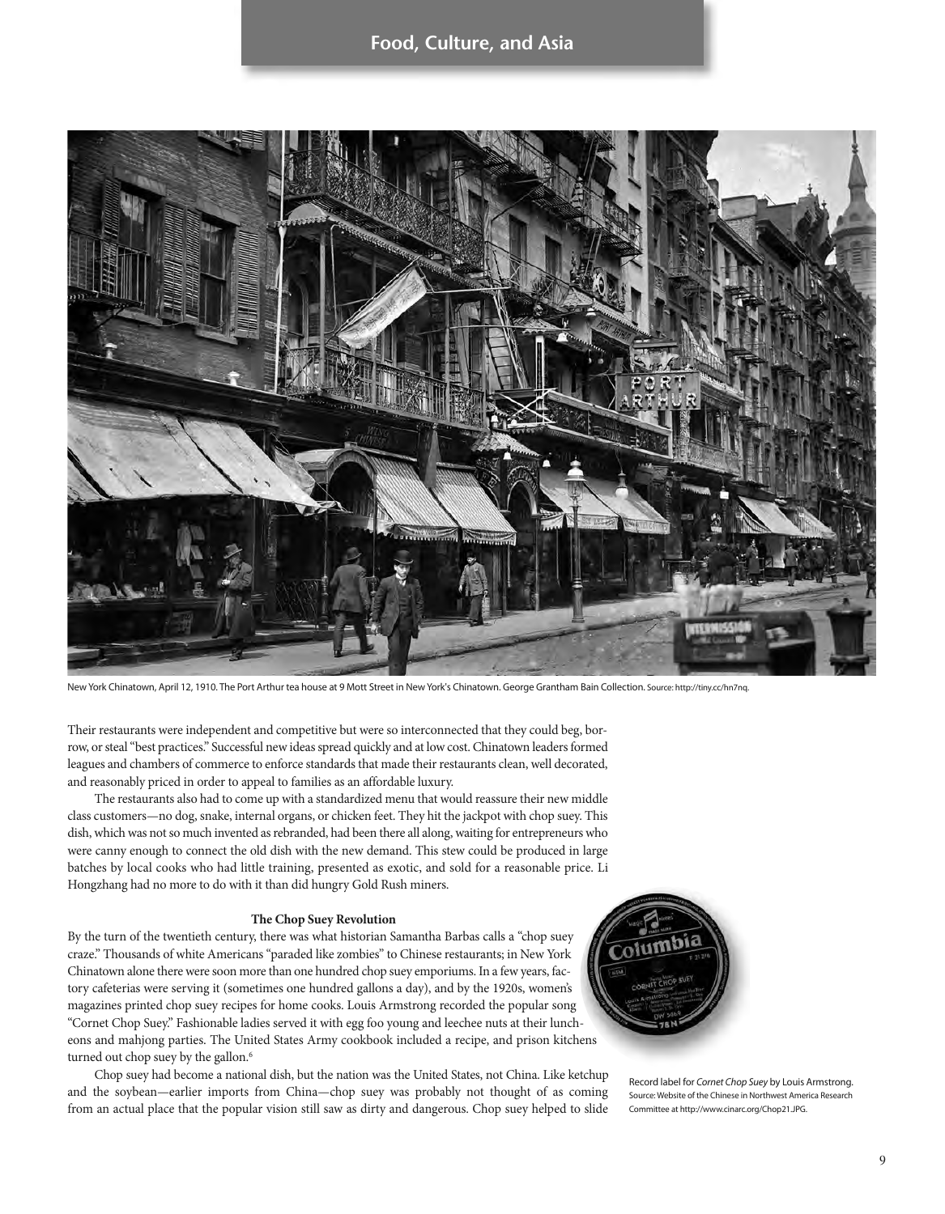New York Chinatown, April 12, 1910. The Port Arthur tea house at 9 Mott Street in New York's Chinatown. George Grantham Bain Collection. Source: http://tiny.cc/hn7nq.

Their restaurants were independent and competitive but were so interconnected that they could beg, borrow, or steal "best practices." Successful new ideas spread quickly and at low cost. Chinatown leaders formed leagues and chambers of commerce to enforce standards that made their restaurants clean, well decorated, and reasonably priced in order to appeal to families as an affordable luxury.

The restaurants also had to come up with a standardized menu that would reassure their new middle class customers—no dog, snake, internal organs, or chicken feet. They hit the jackpot with chop suey. This dish, which was not so much invented as rebranded, had been there all along, waiting for entrepreneurs who were canny enough to connect the old dish with the new demand. This stew could be produced in large batches by local cooks who had little training, presented as exotic, and sold for a reasonable price. Li Hongzhang had no more to do with it than did hungry Gold Rush miners.

### The Chop Suey Revolution

By the turn of the twentieth century, there was what historian Samantha Barbas calls a "chop suey craze." Thousands of white Americans "paraded like zombies" to Chinese restaurants; in New York Chinatown alone there were soon more than one hundred chop suey emporiums. In a few years, factory cafeterias were serving it (sometimes one hundred gallons a day), and by the 1920s, women's magazines printed chop suey recipes for home cooks. Louis Armstrong recorded the popular song "Cornet Chop Suey." Fashionable ladies served it with egg foo young and leechee nuts at their luncheons and mahjong parties. The United States Army cookbook included a recipe, and prison kitchens turned out chop suey by the gallon.[6]

Record label for *Cornet Chop Suey* by Louis Armstrong. Source: Website of the Chinese in Northwest America Research Committee at http://www.cinarc.org/Chop21.JPG.

Chop suey had become a national dish, but the nation was the United States, not China. Like ketchup and the soybean—earlier imports from China—chop suey was probably not thought of as coming from an actual place that the popular vision still saw as dirty and dangerous. Chop suey helped to slide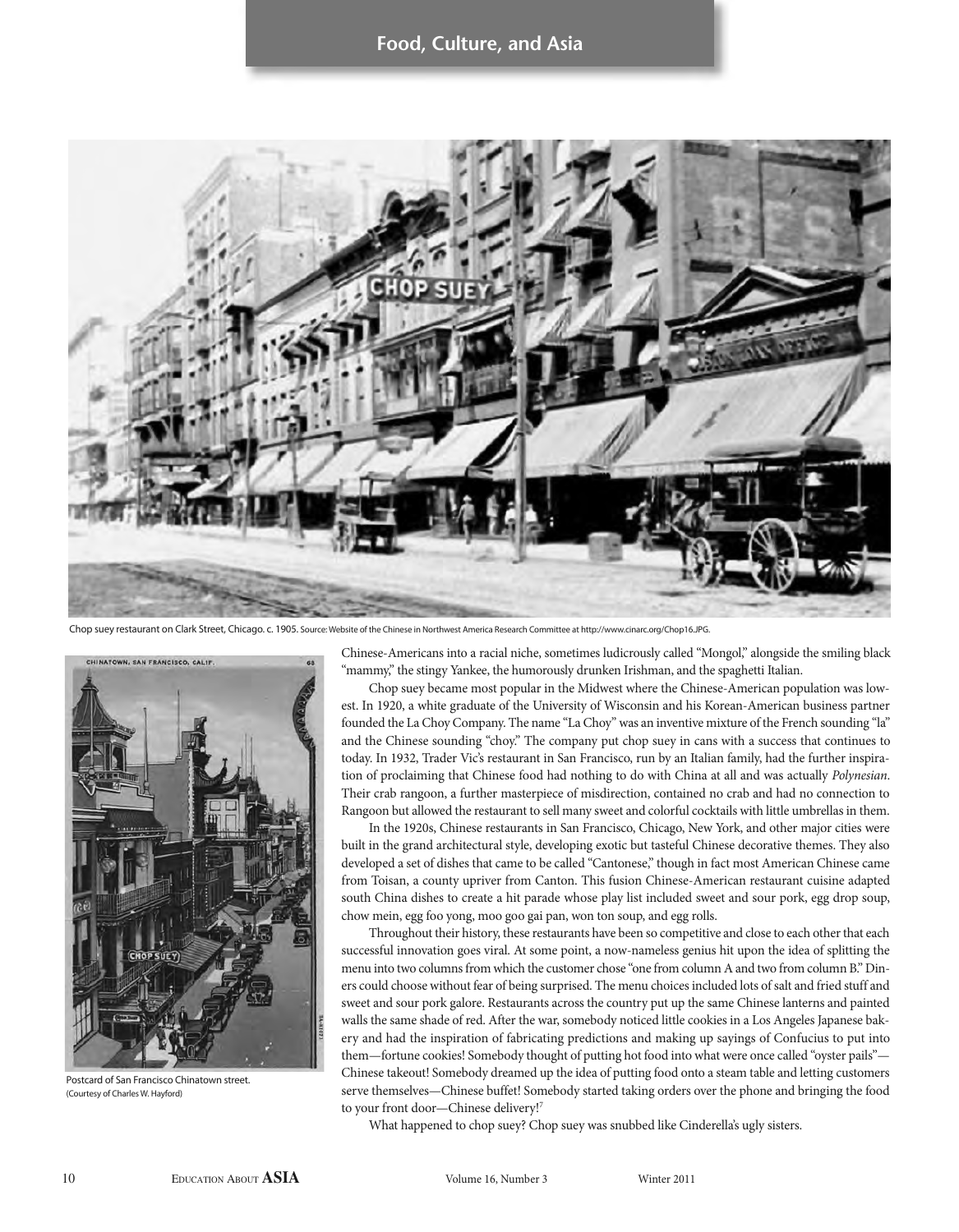Chop suey restaurant on Clark Street, Chicago. c. 1905. Source: Website of the Chinese in Northwest America Research Committee at http://www.cinarc.org/Chop16.JPG.

Postcard of San Francisco Chinatown street. (Courtesy of Charles W. Hayford)

Chinese-Americans into a racial niche, sometimes ludicrously called "Mongol," alongside the smiling black "mammy," the stingy Yankee, the humorously drunken Irishman, and the spaghetti Italian.

Chop suey became most popular in the Midwest where the Chinese-American population was lowest. In 1920, a white graduate of the University of Wisconsin and his Korean-American business partner founded the La Choy Company. The name "La Choy" was an inventive mixture of the French sounding "la" and the Chinese sounding "choy." The company put chop suey in cans with a success that continues to today. In 1932, Trader Vic's restaurant in San Francisco, run by an Italian family, had the further inspiration of proclaiming that Chinese food had nothing to do with China at all and was actually *Polynesian*. Their crab rangoon, a further masterpiece of misdirection, contained no crab and had no connection to Rangoon but allowed the restaurant to sell many sweet and colorful cocktails with little umbrellas in them.

In the 1920s, Chinese restaurants in San Francisco, Chicago, New York, and other major cities were built in the grand architectural style, developing exotic but tasteful Chinese decorative themes. They also developed a set of dishes that came to be called "Cantonese," though in fact most American Chinese came from Toisan, a county upriver from Canton. This fusion Chinese-American restaurant cuisine adapted south China dishes to create a hit parade whose play list included sweet and sour pork, egg drop soup, chow mein, egg foo yong, moo goo gai pan, won ton soup, and egg rolls.

Throughout their history, these restaurants have been so competitive and close to each other that each successful innovation goes viral. At some point, a now-nameless genius hit upon the idea of splitting the menu into two columns from which the customer chose "one from column A and two from column B." Diners could choose without fear of being surprised. The menu choices included lots of salt and fried stuff and sweet and sour pork galore. Restaurants across the country put up the same Chinese lanterns and painted walls the same shade of red. After the war, somebody noticed little cookies in a Los Angeles Japanese bakery and had the inspiration of fabricating predictions and making up sayings of Confucius to put into them—fortune cookies! Somebody thought of putting hot food into what were once called "oyster pails"—Chinese takeout! Somebody dreamed up the idea of putting food onto a steam table and letting customers serve themselves—Chinese buffet! Somebody started taking orders over the phone and bringing the food to your front door—Chinese delivery![7]

What happened to chop suey? Chop suey was snubbed like Cinderella's ugly sisters.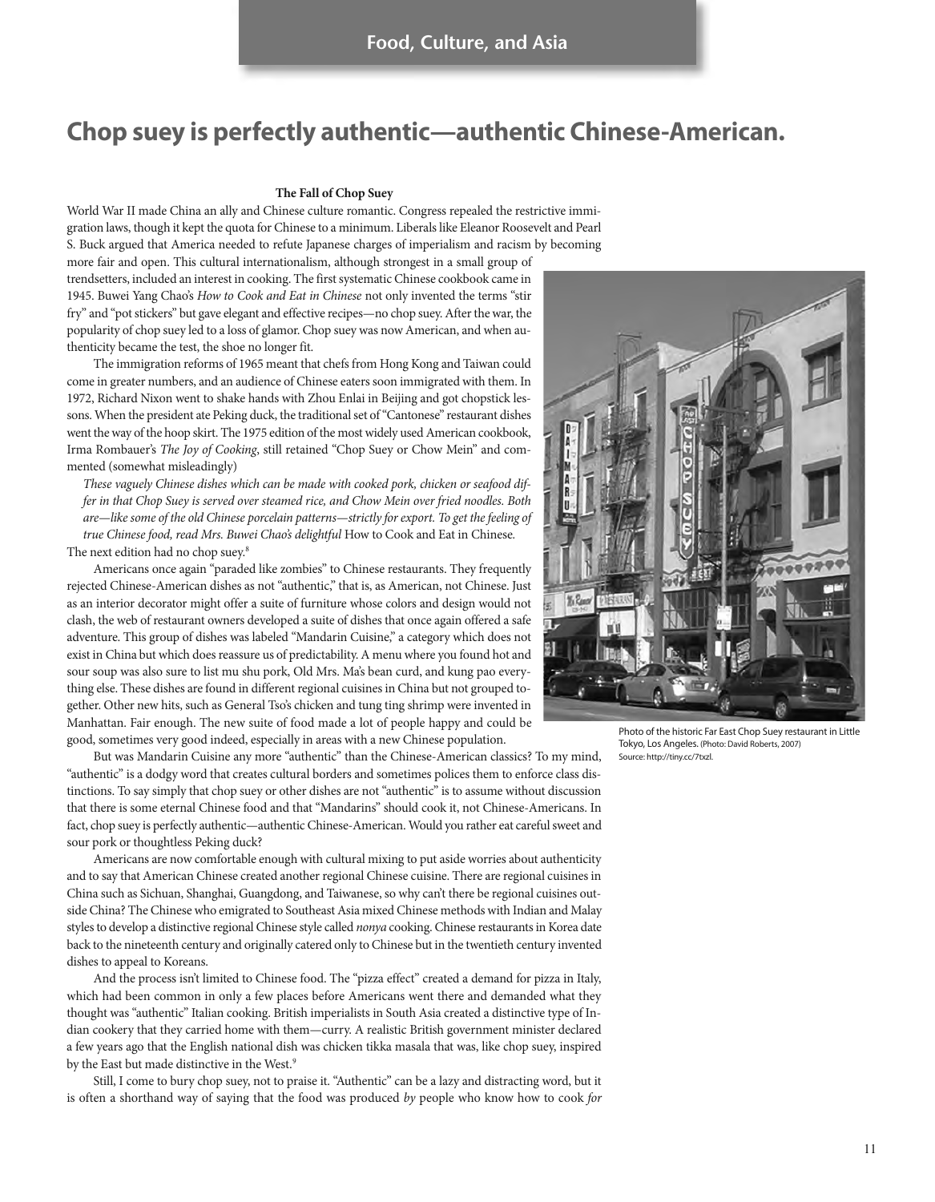# Chop suey is perfectly authentic—authentic Chinese-American.

### The Fall of Chop Suey

World War II made China an ally and Chinese culture romantic. Congress repealed the restrictive immigration laws, though it kept the quota for Chinese to a minimum. Liberals like Eleanor Roosevelt and Pearl S. Buck argued that America needed to refute Japanese charges of imperialism and racism by becoming more fair and open. This cultural internationalism, although strongest in a small group of trendsetters, included an interest in cooking. The first systematic Chinese cookbook came in 1945. Buwei Yang Chao's *How to Cook and Eat in Chinese* not only invented the terms "stir fry" and "pot stickers" but gave elegant and effective recipes—no chop suey. After the war, the popularity of chop suey led to a loss of glamor. Chop suey was now American, and when authenticity became the test, the shoe no longer fit.

The immigration reforms of 1965 meant that chefs from Hong Kong and Taiwan could come in greater numbers, and an audience of Chinese eaters soon immigrated with them. In 1972, Richard Nixon went to shake hands with Zhou Enlai in Beijing and got chopstick lessons. When the president ate Peking duck, the traditional set of "Cantonese" restaurant dishes went the way of the hoop skirt. The 1975 edition of the most widely used American cookbook, Irma Rombauer's *The Joy of Cooking*, still retained "Chop Suey or Chow Mein" and commented (somewhat misleadingly)

> *These vaguely Chinese dishes which can be made with cooked pork, chicken or seafood differ in that Chop Suey is served over steamed rice, and Chow Mein over fried noodles. Both are—like some of the old Chinese porcelain patterns—strictly for export. To get the feeling of true Chinese food, read Mrs. Buwei Chao's delightful* How to Cook and Eat in Chinese.

The next edition had no chop suey.[8]

Americans once again "paraded like zombies" to Chinese restaurants. They frequently rejected Chinese-American dishes as not "authentic," that is, as American, not Chinese. Just as an interior decorator might offer a suite of furniture whose colors and design would not clash, the web of restaurant owners developed a suite of dishes that once again offered a safe adventure. This group of dishes was labeled "Mandarin Cuisine," a category which does not exist in China but which does reassure us of predictability. A menu where you found hot and sour soup was also sure to list mu shu pork, Old Mrs. Ma's bean curd, and kung pao everything else. These dishes are found in different regional cuisines in China but not grouped together. Other new hits, such as General Tso's chicken and tung ting shrimp were invented in Manhattan. Fair enough. The new suite of food made a lot of people happy and could be good, sometimes very good indeed, especially in areas with a new Chinese population.

Photo of the historic Far East Chop Suey restaurant in Little Tokyo, Los Angeles. (Photo: David Roberts, 2007) Source: http://tiny.cc/7txzl.

But was Mandarin Cuisine any more "authentic" than the Chinese-American classics? To my mind, "authentic" is a dodgy word that creates cultural borders and sometimes polices them to enforce class distinctions. To say simply that chop suey or other dishes are not "authentic" is to assume without discussion that there is some eternal Chinese food and that "Mandarins" should cook it, not Chinese-Americans. In fact, chop suey is perfectly authentic—authentic Chinese-American. Would you rather eat careful sweet and sour pork or thoughtless Peking duck?

Americans are now comfortable enough with cultural mixing to put aside worries about authenticity and to say that American Chinese created another regional Chinese cuisine. There are regional cuisines in China such as Sichuan, Shanghai, Guangdong, and Taiwanese, so why can't there be regional cuisines outside China? The Chinese who emigrated to Southeast Asia mixed Chinese methods with Indian and Malay styles to develop a distinctive regional Chinese style called *nonya* cooking. Chinese restaurants in Korea date back to the nineteenth century and originally catered only to Chinese but in the twentieth century invented dishes to appeal to Koreans.

And the process isn't limited to Chinese food. The "pizza effect" created a demand for pizza in Italy, which had been common in only a few places before Americans went there and demanded what they thought was "authentic" Italian cooking. British imperialists in South Asia created a distinctive type of Indian cookery that they carried home with them—curry. A realistic British government minister declared a few years ago that the English national dish was chicken tikka masala that was, like chop suey, inspired by the East but made distinctive in the West.[9]

Still, I come to bury chop suey, not to praise it. "Authentic" can be a lazy and distracting word, but it is often a shorthand way of saying that the food was produced *by* people who know how to cook *for*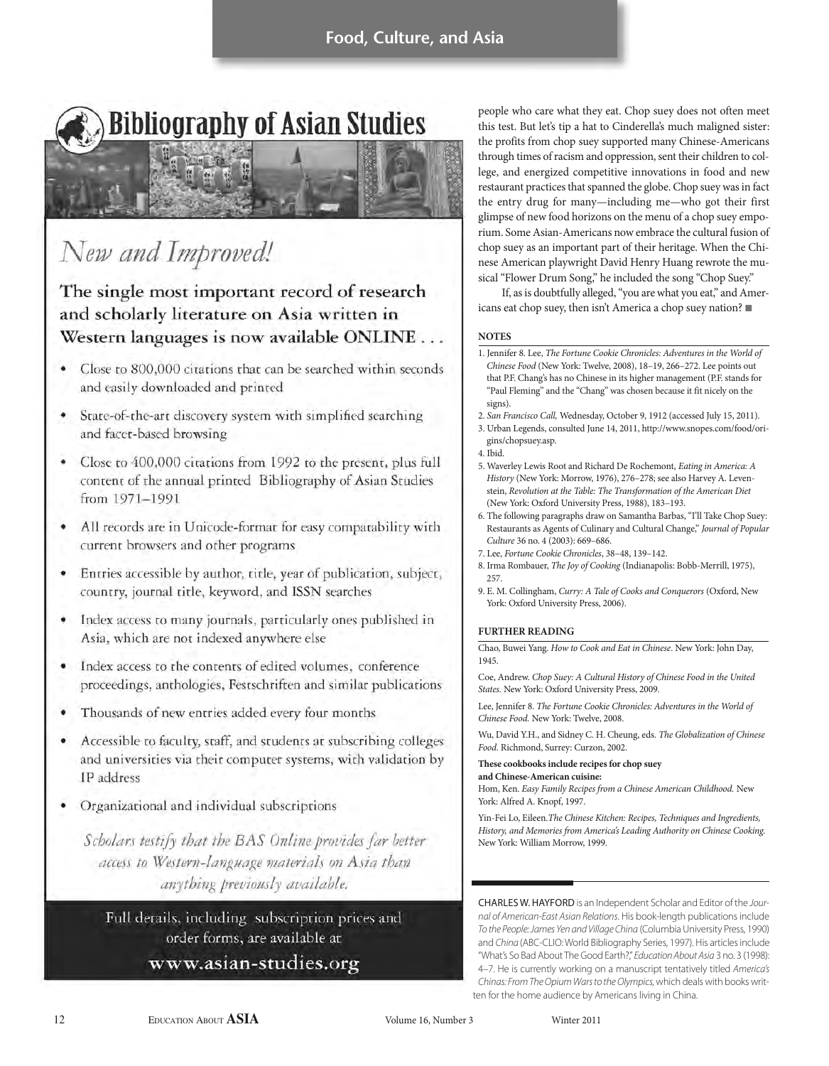## Bibliography of Asian Studies

*New and Improved!*

**The single most important record of research and scholarly literature on Asia written in Western languages is now available ONLINE . . .**

- Close to 800,000 citations that can be searched within seconds and easily downloaded and printed
- State-of-the-art discovery system with simplified searching and facet-based browsing
- Close to 400,000 citations from 1992 to the present, plus full content of the annual printed Bibliography of Asian Studies from 1971–1991
- All records are in Unicode-format for easy compatability with current browsers and other programs
- Entries accessible by author, title, year of publication, subject, country, journal title, keyword, and ISSN searches
- Index access to many journals, particularly ones published in Asia, which are not indexed anywhere else
- Index access to the contents of edited volumes, conference proceedings, anthologies, Festschriften and similar publications
- Thousands of new entries added every four months
- Accessible to faculty, staff, and students at subscribing colleges and universities via their computer systems, with validation by IP address
- Organizational and individual subscriptions

*Scholars testify that the BAS Online provides far better access to Western-language materials on Asia than anything previously available.*

Full details, including subscription prices and order forms, are available at **www.asian-studies.org**

people who care what they eat. Chop suey does not often meet this test. But let's tip a hat to Cinderella's much maligned sister: the profits from chop suey supported many Chinese-Americans through times of racism and oppression, sent their children to college, and energized competitive innovations in food and new restaurant practices that spanned the globe. Chop suey was in fact the entry drug for many—including me—who got their first glimpse of new food horizons on the menu of a chop suey emporium. Some Asian-Americans now embrace the cultural fusion of chop suey as an important part of their heritage. When the Chinese American playwright David Henry Huang rewrote the musical "Flower Drum Song," he included the song "Chop Suey."

If, as is doubtfully alleged, "you are what you eat," and Americans eat chop suey, then isn't America a chop suey nation? ■

### NOTES

1. Jennifer 8. Lee, *The Fortune Cookie Chronicles: Adventures in the World of Chinese Food* (New York: Twelve, 2008), 18–19, 266–272. Lee points out that P.F. Chang's has no Chinese in its higher management (P.F. stands for "Paul Fleming" and the "Chang" was chosen because it fit nicely on the signs).
2. *San Francisco Call,* Wednesday, October 9, 1912 (accessed July 15, 2011).
3. Urban Legends, consulted June 14, 2011, http://www.snopes.com/food/origins/chopsuey.asp.
4. Ibid.
5. Waverley Lewis Root and Richard De Rochemont, *Eating in America: A History* (New York: Morrow, 1976), 276–278; see also Harvey A. Levenstein, *Revolution at the Table: The Transformation of the American Diet* (New York: Oxford University Press, 1988), 183–193.
6. The following paragraphs draw on Samantha Barbas, "I'll Take Chop Suey: Restaurants as Agents of Culinary and Cultural Change," *Journal of Popular Culture* 36 no. 4 (2003): 669–686.
7. Lee, *Fortune Cookie Chronicles*, 38–48, 139–142.
8. Irma Rombauer, *The Joy of Cooking* (Indianapolis: Bobb-Merrill, 1975), 257.
9. E. M. Collingham, *Curry: A Tale of Cooks and Conquerors* (Oxford, New York: Oxford University Press, 2006).

### FURTHER READING

Chao, Buwei Yang. *How to Cook and Eat in Chinese*. New York: John Day, 1945.

Coe, Andrew. *Chop Suey: A Cultural History of Chinese Food in the United States.* New York: Oxford University Press, 2009.

Lee, Jennifer 8. *The Fortune Cookie Chronicles: Adventures in the World of Chinese Food.* New York: Twelve, 2008.

Wu, David Y.H., and Sidney C. H. Cheung, eds. *The Globalization of Chinese Food*. Richmond, Surrey: Curzon, 2002.

**These cookbooks include recipes for chop suey and Chinese-American cuisine:**

Hom, Ken. *Easy Family Recipes from a Chinese American Childhood.* New York: Alfred A. Knopf, 1997.

Yin-Fei Lo, Eileen.*The Chinese Kitchen: Recipes, Techniques and Ingredients, History, and Memories from America's Leading Authority on Chinese Cooking.* New York: William Morrow, 1999.

CHARLES W. HAYFORD is an Independent Scholar and Editor of the *Journal of American-East Asian Relations*. His book-length publications include *To the People: James Yen and Village China* (Columbia University Press, 1990) and *China* (ABC-CLIO: World Bibliography Series, 1997). His articles include "What's So Bad About The Good Earth?," *Education About Asia* 3 no. 3 (1998): 4–7. He is currently working on a manuscript tentatively titled *America's Chinas: From The Opium Wars to the Olympics,* which deals with books written for the home audience by Americans living in China.